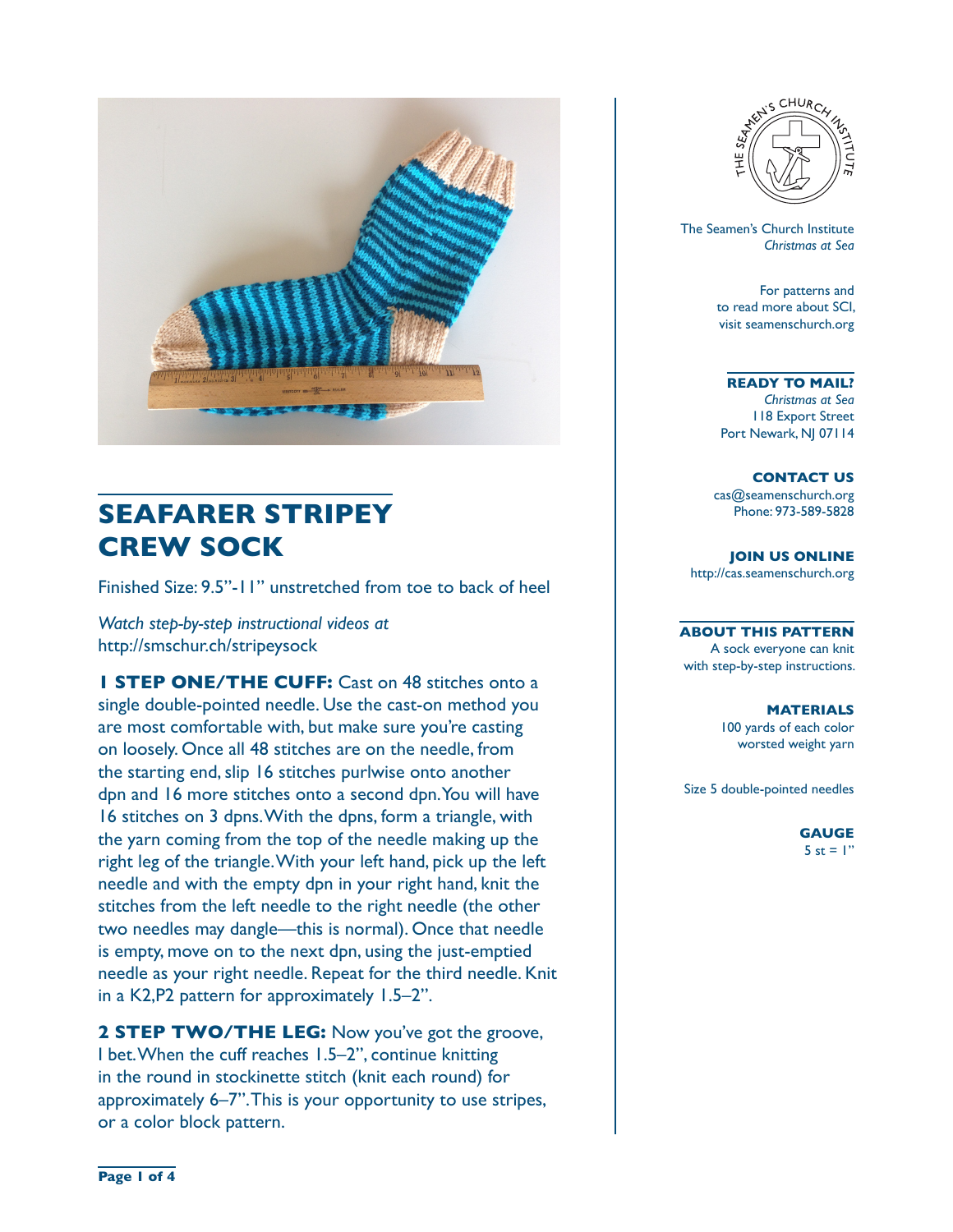# SEAFARER STRIPEY CREW SOCK

Finished Size: 9.5"-11" unstretched from toe to back of heel

*Watch step-by-step instructional videos at*
http://smschur.ch/stripeysock

**1 STEP ONE/THE CUFF:** Cast on 48 stitches onto a single double-pointed needle. Use the cast-on method you are most comfortable with, but make sure you're casting on loosely. Once all 48 stitches are on the needle, from the starting end, slip 16 stitches purlwise onto another dpn and 16 more stitches onto a second dpn. You will have 16 stitches on 3 dpns. With the dpns, form a triangle, with the yarn coming from the top of the needle making up the right leg of the triangle. With your left hand, pick up the left needle and with the empty dpn in your right hand, knit the stitches from the left needle to the right needle (the other two needles may dangle—this is normal). Once that needle is empty, move on to the next dpn, using the just-emptied needle as your right needle. Repeat for the third needle. Knit in a K2,P2 pattern for approximately 1.5–2".

**2 STEP TWO/THE LEG:** Now you've got the groove, I bet. When the cuff reaches 1.5–2", continue knitting in the round in stockinette stitch (knit each round) for approximately 6–7". This is your opportunity to use stripes, or a color block pattern.

The Seamen's Church Institute
*Christmas at Sea*

For patterns and to read more about SCI, visit seamenschurch.org

**READY TO MAIL?**
*Christmas at Sea*
118 Export Street
Port Newark, NJ 07114

**CONTACT US**
cas@seamenschurch.org
Phone: 973-589-5828

**JOIN US ONLINE**
http://cas.seamenschurch.org

**ABOUT THIS PATTERN**
A sock everyone can knit with step-by-step instructions.

**MATERIALS**
100 yards of each color worsted weight yarn

Size 5 double-pointed needles

**GAUGE**
5 st = 1"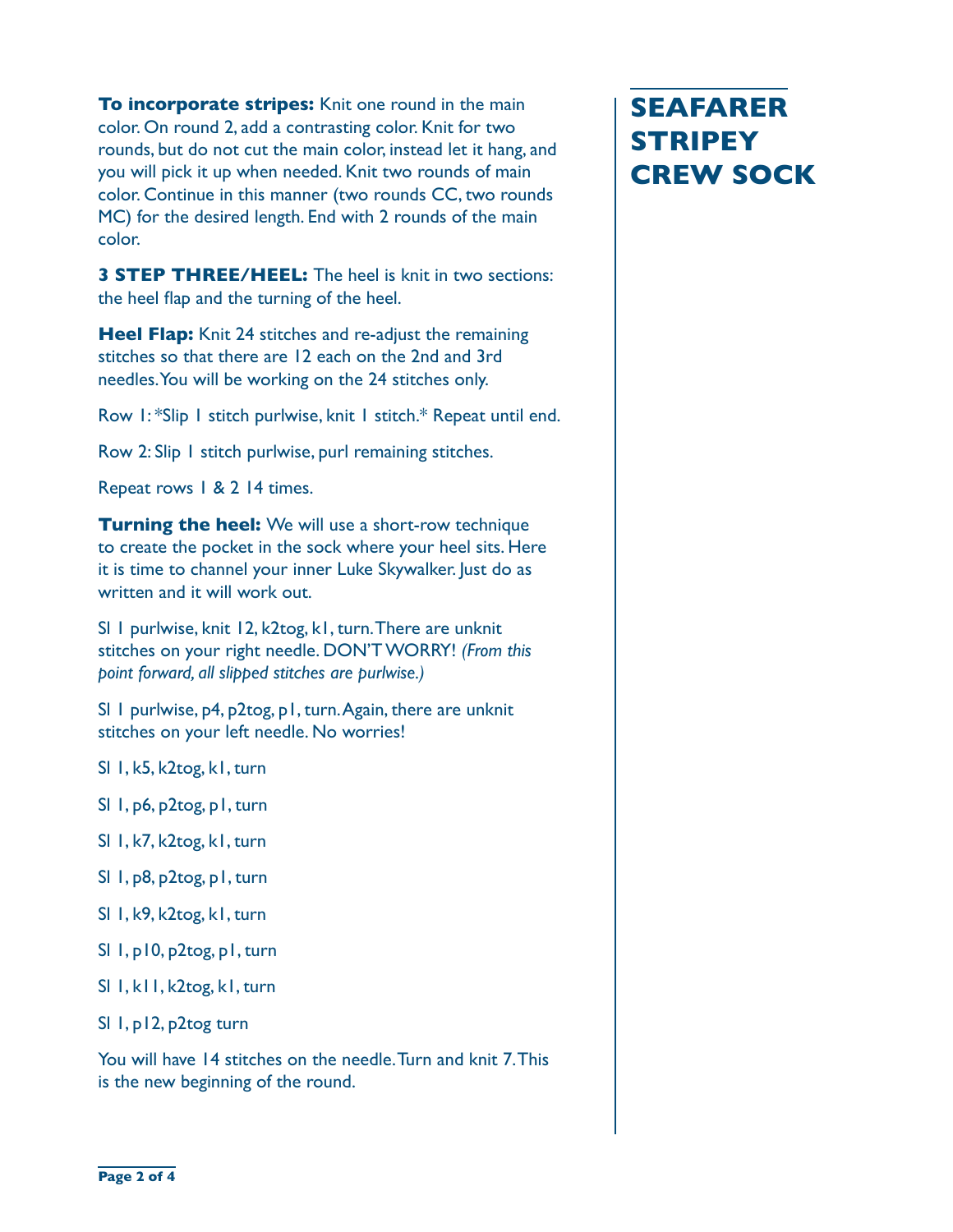# SEAFARER STRIPEY CREW SOCK

**To incorporate stripes:** Knit one round in the main color. On round 2, add a contrasting color. Knit for two rounds, but do not cut the main color, instead let it hang, and you will pick it up when needed. Knit two rounds of main color. Continue in this manner (two rounds CC, two rounds MC) for the desired length. End with 2 rounds of the main color.

**3 STEP THREE/HEEL:** The heel is knit in two sections: the heel flap and the turning of the heel.

**Heel Flap:** Knit 24 stitches and re-adjust the remaining stitches so that there are 12 each on the 2nd and 3rd needles. You will be working on the 24 stitches only.

Row 1: *Slip 1 stitch purlwise, knit 1 stitch.* Repeat until end.

Row 2: Slip 1 stitch purlwise, purl remaining stitches.

Repeat rows 1 & 2 14 times.

**Turning the heel:** We will use a short-row technique to create the pocket in the sock where your heel sits. Here it is time to channel your inner Luke Skywalker. Just do as written and it will work out.

Sl 1 purlwise, knit 12, k2tog, k1, turn. There are unknit stitches on your right needle. DON'T WORRY! *(From this point forward, all slipped stitches are purlwise.)*

Sl 1 purlwise, p4, p2tog, p1, turn. Again, there are unknit stitches on your left needle. No worries!

Sl 1, k5, k2tog, k1, turn

Sl 1, p6, p2tog, p1, turn

Sl 1, k7, k2tog, k1, turn

Sl 1, p8, p2tog, p1, turn

Sl 1, k9, k2tog, k1, turn

Sl 1, p10, p2tog, p1, turn

Sl 1, k11, k2tog, k1, turn

Sl 1, p12, p2tog turn

You will have 14 stitches on the needle. Turn and knit 7. This is the new beginning of the round.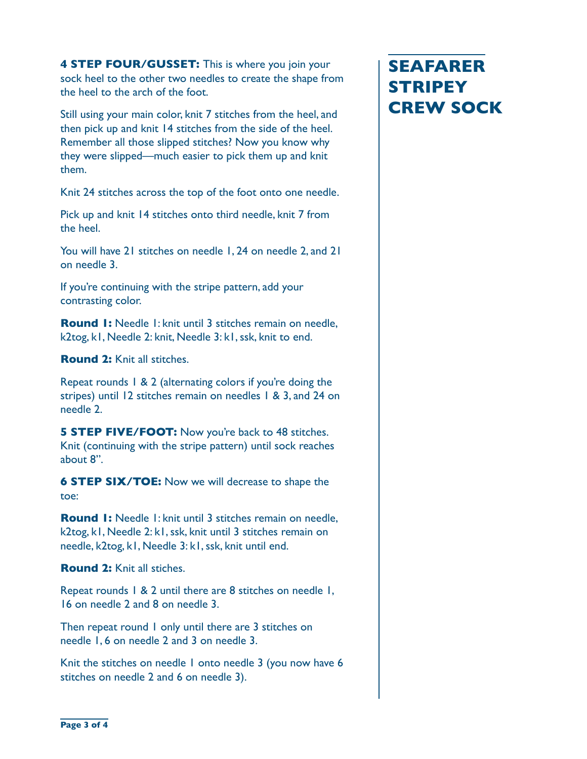**4 STEP FOUR/GUSSET:** This is where you join your sock heel to the other two needles to create the shape from the heel to the arch of the foot.

Still using your main color, knit 7 stitches from the heel, and then pick up and knit 14 stitches from the side of the heel. Remember all those slipped stitches? Now you know why they were slipped—much easier to pick them up and knit them.

Knit 24 stitches across the top of the foot onto one needle.

Pick up and knit 14 stitches onto third needle, knit 7 from the heel.

You will have 21 stitches on needle 1, 24 on needle 2, and 21 on needle 3.

If you're continuing with the stripe pattern, add your contrasting color.

**Round 1:** Needle 1: knit until 3 stitches remain on needle, k2tog, k1, Needle 2: knit, Needle 3: k1, ssk, knit to end.

**Round 2:** Knit all stitches.

Repeat rounds 1 & 2 (alternating colors if you're doing the stripes) until 12 stitches remain on needles 1 & 3, and 24 on needle 2.

**5 STEP FIVE/FOOT:** Now you're back to 48 stitches. Knit (continuing with the stripe pattern) until sock reaches about 8".

**6 STEP SIX/TOE:** Now we will decrease to shape the toe:

**Round 1:** Needle 1: knit until 3 stitches remain on needle, k2tog, k1, Needle 2: k1, ssk, knit until 3 stitches remain on needle, k2tog, k1, Needle 3: k1, ssk, knit until end.

**Round 2:** Knit all stiches.

Repeat rounds 1 & 2 until there are 8 stitches on needle 1, 16 on needle 2 and 8 on needle 3.

Then repeat round 1 only until there are 3 stitches on needle 1, 6 on needle 2 and 3 on needle 3.

Knit the stitches on needle 1 onto needle 3 (you now have 6 stitches on needle 2 and 6 on needle 3).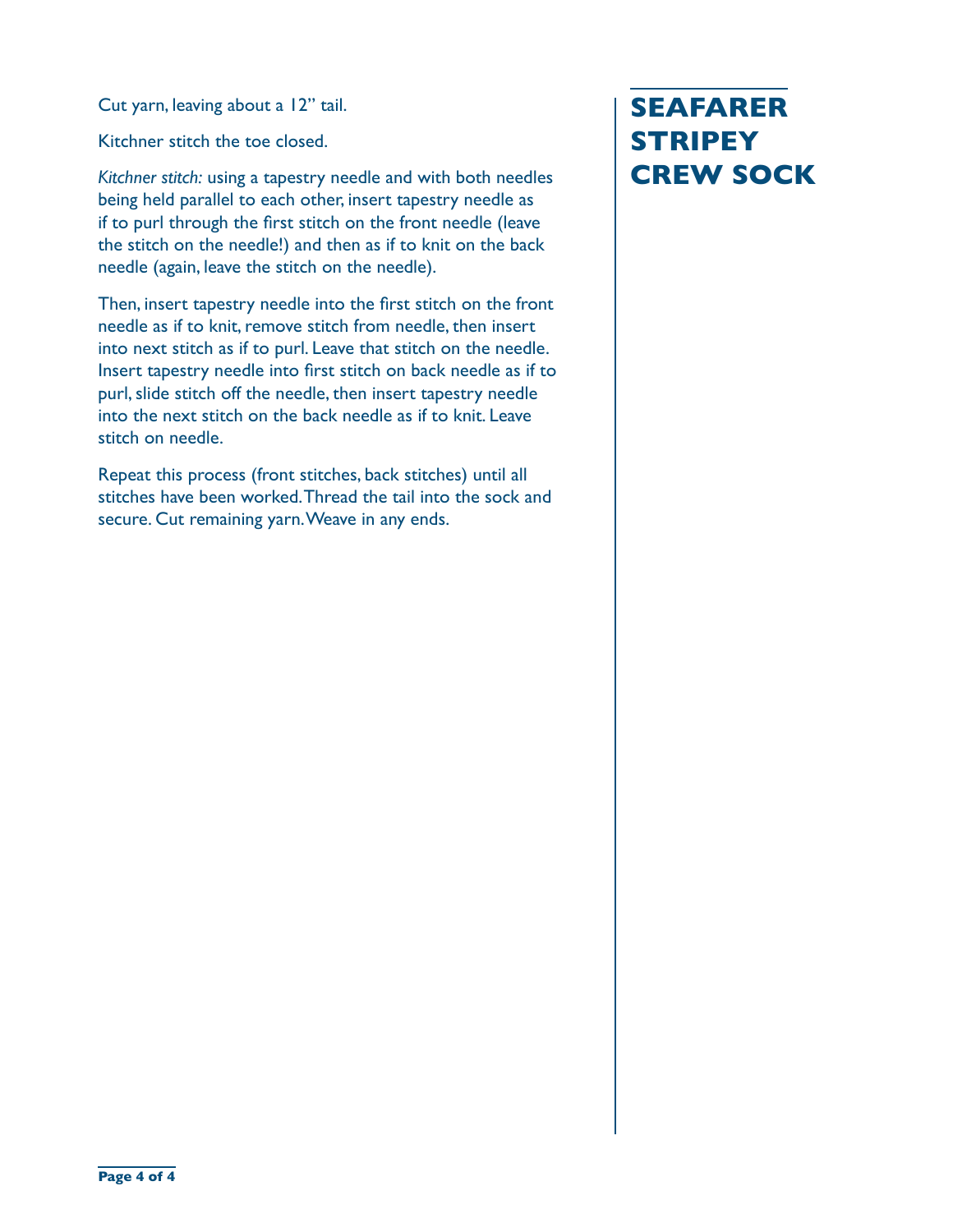Cut yarn, leaving about a 12" tail.

Kitchner stitch the toe closed.

*Kitchner stitch:* using a tapestry needle and with both needles being held parallel to each other, insert tapestry needle as if to purl through the first stitch on the front needle (leave the stitch on the needle!) and then as if to knit on the back needle (again, leave the stitch on the needle).

Then, insert tapestry needle into the first stitch on the front needle as if to knit, remove stitch from needle, then insert into next stitch as if to purl. Leave that stitch on the needle. Insert tapestry needle into first stitch on back needle as if to purl, slide stitch off the needle, then insert tapestry needle into the next stitch on the back needle as if to knit. Leave stitch on needle.

Repeat this process (front stitches, back stitches) until all stitches have been worked. Thread the tail into the sock and secure. Cut remaining yarn. Weave in any ends.